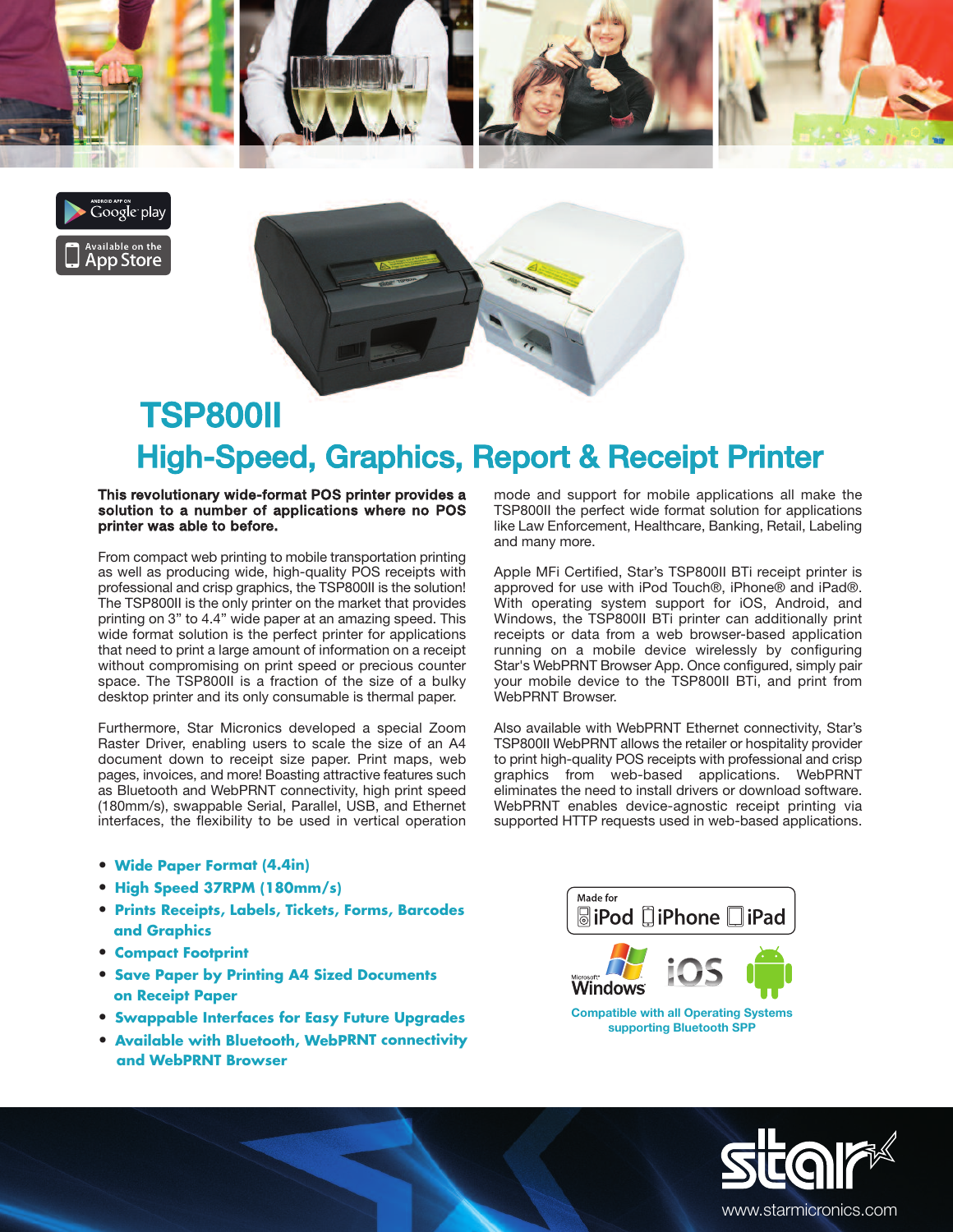# TSP800II

## High-Speed, Graphics, Report & Receipt Printer

**This revolutionary wide-format POS printer provides a solution to a number of applications where no POS printer was able to before.**

From compact web printing to mobile transportation printing as well as producing wide, high-quality POS receipts with professional and crisp graphics, the TSP800II is the solution! The TSP800II is the only printer on the market that provides printing on 3" to 4.4" wide paper at an amazing speed. This wide format solution is the perfect printer for applications that need to print a large amount of information on a receipt without compromising on print speed or precious counter space. The TSP800II is a fraction of the size of a bulky desktop printer and its only consumable is thermal paper.

Furthermore, Star Micronics developed a special Zoom Raster Driver, enabling users to scale the size of an A4 document down to receipt size paper. Print maps, web pages, invoices, and more! Boasting attractive features such as Bluetooth and WebPRNT connectivity, high print speed (180mm/s), swappable Serial, Parallel, USB, and Ethernet interfaces, the flexibility to be used in vertical operation mode and support for mobile applications all make the TSP800II the perfect wide format solution for applications like Law Enforcement, Healthcare, Banking, Retail, Labeling and many more.

Apple MFi Certified, Star's TSP800II BTi receipt printer is approved for use with iPod Touch®, iPhone® and iPad®. With operating system support for iOS, Android, and Windows, the TSP800II BTi printer can additionally print receipts or data from a web browser-based application running on a mobile device wirelessly by configuring Star's WebPRNT Browser App. Once configured, simply pair your mobile device to the TSP800II BTi, and print from WebPRNT Browser.

Also available with WebPRNT Ethernet connectivity, Star's TSP800II WebPRNT allows the retailer or hospitality provider to print high-quality POS receipts with professional and crisp graphics from web-based applications. WebPRNT eliminates the need to install drivers or download software. WebPRNT enables device-agnostic receipt printing via supported HTTP requests used in web-based applications.

- **Wide Paper Format (4.4in)**
- **High Speed 37RPM (180mm/s)**
- **Prints Receipts, Labels, Tickets, Forms, Barcodes and Graphics**
- **Compact Footprint**
- **Save Paper by Printing A4 Sized Documents on Receipt Paper**
- **Swappable Interfaces for Easy Future Upgrades**
- **Available with Bluetooth, WebPRNT connectivity and WebPRNT Browser**

Made for iPod iPhone iPad

**Compatible with all Operating Systems supporting Bluetooth SPP**

www.starmicronics.com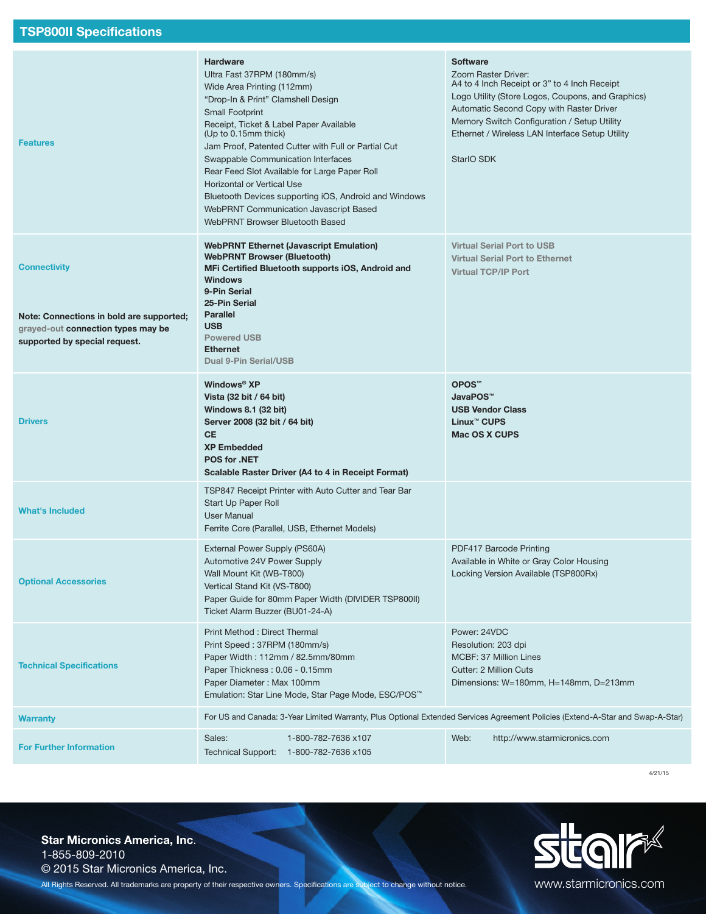## TSP800II Specifications

| | | |
|---|---|---|
| **Features** | **Hardware**<br>Ultra Fast 37RPM (180mm/s)<br>Wide Area Printing (112mm)<br>"Drop-In & Print" Clamshell Design<br>Small Footprint<br>Receipt, Ticket & Label Paper Available (Up to 0.15mm thick)<br>Jam Proof, Patented Cutter with Full or Partial Cut<br>Swappable Communication Interfaces<br>Rear Feed Slot Available for Large Paper Roll<br>Horizontal or Vertical Use<br>Bluetooth Devices supporting iOS, Android and Windows<br>WebPRNT Communication Javascript Based<br>WebPRNT Browser Bluetooth Based | **Software**<br>Zoom Raster Driver:<br>A4 to 4 Inch Receipt or 3" to 4 Inch Receipt<br>Logo Utility (Store Logos, Coupons, and Graphics)<br>Automatic Second Copy with Raster Driver<br>Memory Switch Configuration / Setup Utility<br>Ethernet / Wireless LAN Interface Setup Utility<br><br>StarIO SDK |
| **Connectivity**<br><br>**Note: Connections in bold are supported; grayed-out connection types may be supported by special request.** | **WebPRNT Ethernet (Javascript Emulation)**<br>**WebPRNT Browser (Bluetooth)**<br>**MFi Certified Bluetooth supports iOS, Android and Windows**<br>**9-Pin Serial**<br>**25-Pin Serial**<br>**Parallel**<br>**USB**<br>Powered USB<br>**Ethernet**<br>Dual 9-Pin Serial/USB | Virtual Serial Port to USB<br>Virtual Serial Port to Ethernet<br>Virtual TCP/IP Port |
| **Drivers** | **Windows® XP**<br>**Vista (32 bit / 64 bit)**<br>**Windows 8.1 (32 bit)**<br>**Server 2008 (32 bit / 64 bit)**<br>**CE**<br>**XP Embedded**<br>**POS for .NET**<br>**Scalable Raster Driver (A4 to 4 in Receipt Format)** | **OPOS™**<br>**JavaPOS™**<br>**USB Vendor Class**<br>**Linux™ CUPS**<br>**Mac OS X CUPS** |
| **What's Included** | TSP847 Receipt Printer with Auto Cutter and Tear Bar<br>Start Up Paper Roll<br>User Manual<br>Ferrite Core (Parallel, USB, Ethernet Models) | |
| **Optional Accessories** | External Power Supply (PS60A)<br>Automotive 24V Power Supply<br>Wall Mount Kit (WB-T800)<br>Vertical Stand Kit (VS-T800)<br>Paper Guide for 80mm Paper Width (DIVIDER TSP800II)<br>Ticket Alarm Buzzer (BU01-24-A) | PDF417 Barcode Printing<br>Available in White or Gray Color Housing<br>Locking Version Available (TSP800Rx) |
| **Technical Specifications** | Print Method : Direct Thermal<br>Print Speed : 37RPM (180mm/s)<br>Paper Width : 112mm / 82.5mm/80mm<br>Paper Thickness : 0.06 - 0.15mm<br>Paper Diameter : Max 100mm<br>Emulation: Star Line Mode, Star Page Mode, ESC/POS™ | Power: 24VDC<br>Resolution: 203 dpi<br>MCBF: 37 Million Lines<br>Cutter: 2 Million Cuts<br>Dimensions: W=180mm, H=148mm, D=213mm |
| **Warranty** | For US and Canada: 3-Year Limited Warranty, Plus Optional Extended Services Agreement Policies (Extend-A-Star and Swap-A-Star) | |
| **For Further Information** | Sales: 1-800-782-7636 x107<br>Technical Support: 1-800-782-7636 x105 | Web: http://www.starmicronics.com |

4/21/15

**Star Micronics America, Inc.**
1-855-809-2010
© 2015 Star Micronics America, Inc.

All Rights Reserved. All trademarks are property of their respective owners. Specifications are subject to change without notice.

www.starmicronics.com